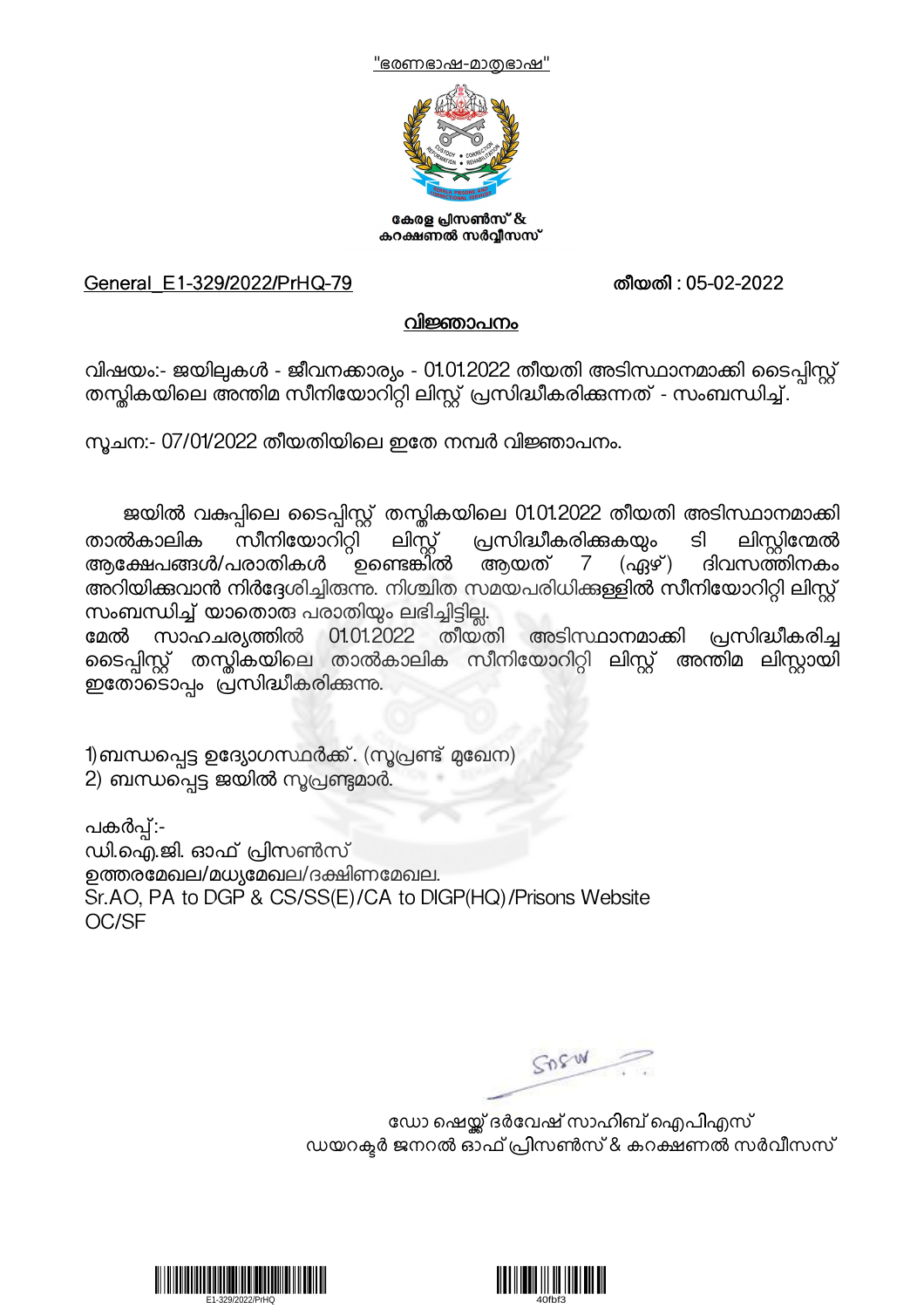"ഭരണഭാഷ-മാതൃഭാഷ"

കേരള പ്രിസൺസ് & കറക്ഷണൽ സർവ്വീസസ്

General_E1-329/2022/PrHQ-79 **തീയതി : 05-02-2022**

## വിജ്ഞാപനം

വിഷയം:- ജയിലുകൾ - ജീവനക്കാര്യം - 01.01.2022 തീയതി അടിസ്ഥാനമാക്കി ടൈപ്പിസ്റ്റ് തസ്തികയിലെ അന്തിമ സീനിയോറിറ്റി ലിസ്റ്റ് പ്രസിദ്ധീകരിക്കുന്നത് - സംബന്ധിച്ച്.

സൂചന:- 07/01/2022 തീയതിയിലെ ഇതേ നമ്പർ വിജ്ഞാപനം.

ജയിൽ വകുപ്പിലെ ടൈപ്പിസ്റ്റ് തസ്തികയിലെ 01.01.2022 തീയതി അടിസ്ഥാനമാക്കി താൽകാലിക സീനിയോറിറ്റി ലിസ്റ്റ് പ്രസിദ്ധീകരിക്കുകയും ടി ലിസ്റ്റിന്മേൽ ആക്ഷേപങ്ങൾ/പരാതികൾ ഉണ്ടെങ്കിൽ ആയത് 7 (ഏഴ്) ദിവസത്തിനകം അറിയിക്കുവാൻ നിർദ്ദേശിച്ചിരുന്നു. നിശ്ചിത സമയപരിധിക്കുള്ളിൽ സീനിയോറിറ്റി ലിസ്റ്റ് സംബന്ധിച്ച് യാതൊരു പരാതിയും ലഭിച്ചിട്ടില്ല.
**മേൽ** സാഹചര്യത്തിൽ 01.01.2022 തീയതി അടിസ്ഥാനമാക്കി പ്രസിദ്ധീകരിച്ച ടൈപ്പിസ്റ്റ് തസ്തികയിലെ താൽകാലിക സീനിയോറിറ്റി ലിസ്റ്റ് അന്തിമ ലിസ്റ്റായി ഇതോടൊപ്പം പ്രസിദ്ധീകരിക്കുന്നു.

1) ബന്ധപ്പെട്ട ഉദ്യോഗസ്ഥർക്ക്. (സൂപ്രണ്ട് മുഖേന)
2) ബന്ധപ്പെട്ട ജയിൽ സൂപ്രണ്ടുമാർ.

പകർപ്പ്:-
ഡി.ഐ.ജി. ഓഫ് പ്രിസൺസ്
ഉത്തരമേഖല/മധ്യമേഖല/ദക്ഷിണമേഖല.
Sr.AO, PA to DGP & CS/SS(E)/CA to DIGP(HQ)/Prisons Website
OC/SF

ഡോ ഷെയ്ക്ക് ദർവേഷ് സാഹിബ് ഐപിഎസ്
ഡയറക്ടർ ജനറൽ ഓഫ് പ്രിസൺസ് & കറക്ഷണൽ സർവീസസ്

E1-329/2022/PrHQ

40fbf3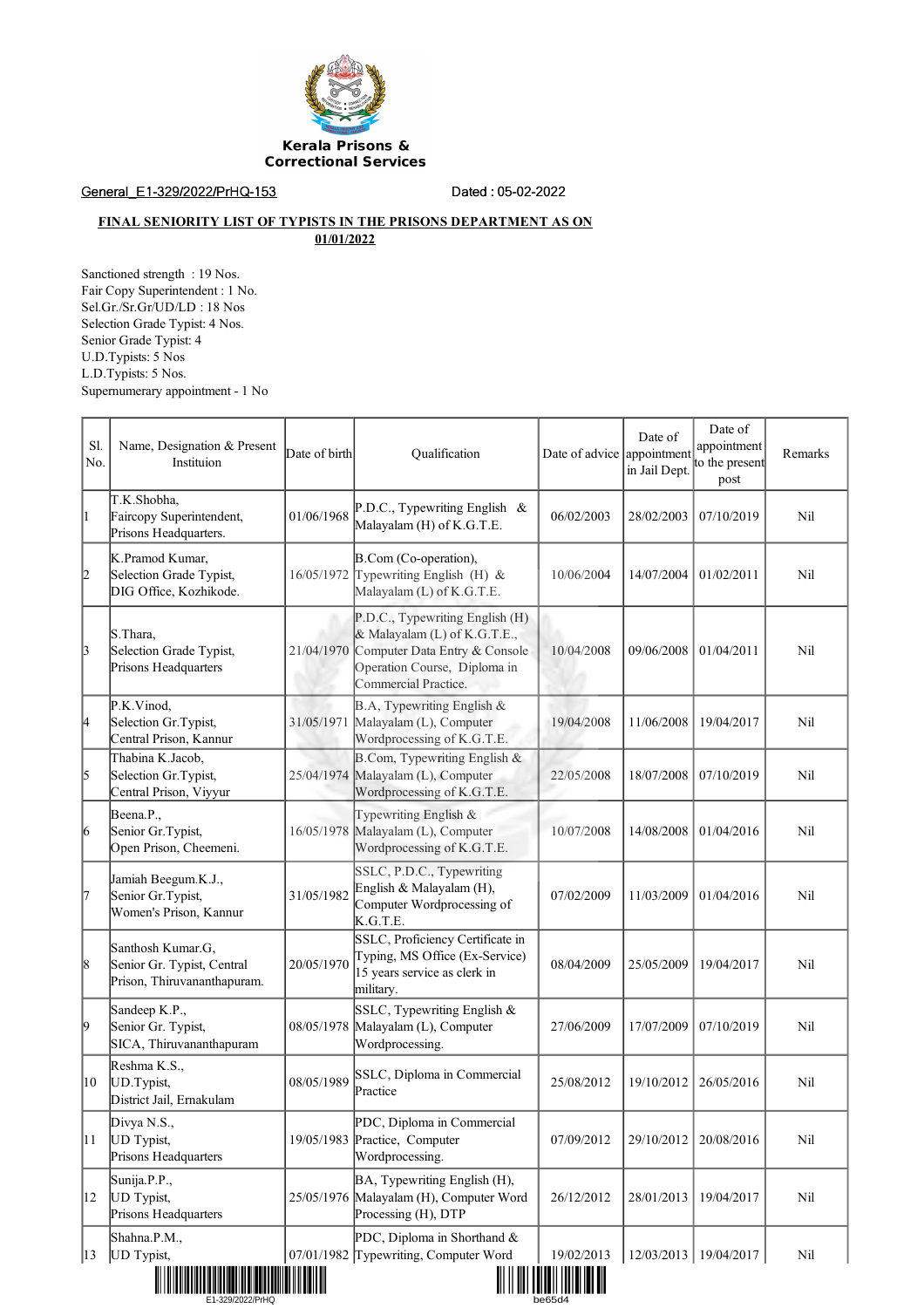Kerala Prisons & Correctional Services

General_E1-329/2022/PrHQ-153 Dated : 05-02-2022

**FINAL SENIORITY LIST OF TYPISTS IN THE PRISONS DEPARTMENT AS ON 01/01/2022**

Sanctioned strength : 19 Nos.
Fair Copy Superintendent : 1 No.
Sel.Gr./Sr.Gr/UD/LD : 18 Nos
Selection Grade Typist: 4 Nos.
Senior Grade Typist: 4
U.D.Typists: 5 Nos
L.D.Typists: 5 Nos.
Supernumerary appointment - 1 No

| Sl. No. | Name, Designation & Present Instituion | Date of birth | Qualification | Date of advice | Date of appointment in Jail Dept. | Date of appointment to the present post | Remarks |
|---|---|---|---|---|---|---|---|
| 1 | T.K.Shobha, Faircopy Superintendent, Prisons Headquarters. | 01/06/1968 | P.D.C., Typewriting English & Malayalam (H) of K.G.T.E. | 06/02/2003 | 28/02/2003 | 07/10/2019 | Nil |
| 2 | K.Pramod Kumar, Selection Grade Typist, DIG Office, Kozhikode. | 16/05/1972 | B.Com (Co-operation), Typewriting English (H) & Malayalam (L) of K.G.T.E. | 10/06/2004 | 14/07/2004 | 01/02/2011 | Nil |
| 3 | S.Thara, Selection Grade Typist, Prisons Headquarters | 21/04/1970 | P.D.C., Typewriting English (H) & Malayalam (L) of K.G.T.E., Computer Data Entry & Console Operation Course, Diploma in Commercial Practice. | 10/04/2008 | 09/06/2008 | 01/04/2011 | Nil |
| 4 | P.K.Vinod, Selection Gr.Typist, Central Prison, Kannur | 31/05/1971 | B.A, Typewriting English & Malayalam (L), Computer Wordprocessing of K.G.T.E. | 19/04/2008 | 11/06/2008 | 19/04/2017 | Nil |
| 5 | Thabina K.Jacob, Selection Gr.Typist, Central Prison, Viyyur | 25/04/1974 | B.Com, Typewriting English & Malayalam (L), Computer Wordprocessing of K.G.T.E. | 22/05/2008 | 18/07/2008 | 07/10/2019 | Nil |
| 6 | Beena.P., Senior Gr.Typist, Open Prison, Cheemeni. | 16/05/1978 | Typewriting English & Malayalam (L), Computer Wordprocessing of K.G.T.E. | 10/07/2008 | 14/08/2008 | 01/04/2016 | Nil |
| 7 | Jamiah Beegum.K.J., Senior Gr.Typist, Women's Prison, Kannur | 31/05/1982 | SSLC, P.D.C., Typewriting English & Malayalam (H), Computer Wordprocessing of K.G.T.E. | 07/02/2009 | 11/03/2009 | 01/04/2016 | Nil |
| 8 | Santhosh Kumar.G, Senior Gr. Typist, Central Prison, Thiruvananthapuram. | 20/05/1970 | SSLC, Proficiency Certificate in Typing, MS Office (Ex-Service) 15 years service as clerk in military. | 08/04/2009 | 25/05/2009 | 19/04/2017 | Nil |
| 9 | Sandeep K.P., Senior Gr. Typist, SICA, Thiruvananthapuram | 08/05/1978 | SSLC, Typewriting English & Malayalam (L), Computer Wordprocessing. | 27/06/2009 | 17/07/2009 | 07/10/2019 | Nil |
| 10 | Reshma K.S., UD.Typist, District Jail, Ernakulam | 08/05/1989 | SSLC, Diploma in Commercial Practice | 25/08/2012 | 19/10/2012 | 26/05/2016 | Nil |
| 11 | Divya N.S., UD Typist, Prisons Headquarters | 19/05/1983 | PDC, Diploma in Commercial Practice, Computer Wordprocessing. | 07/09/2012 | 29/10/2012 | 20/08/2016 | Nil |
| 12 | Sunija.P.P., UD Typist, Prisons Headquarters | 25/05/1976 | BA, Typewriting English (H), Malayalam (H), Computer Word Processing (H), DTP | 26/12/2012 | 28/01/2013 | 19/04/2017 | Nil |
| 13 | Shahna.P.M., UD Typist, | 07/01/1982 | PDC, Diploma in Shorthand & Typewriting, Computer Word | 19/02/2013 | 12/03/2013 | 19/04/2017 | Nil |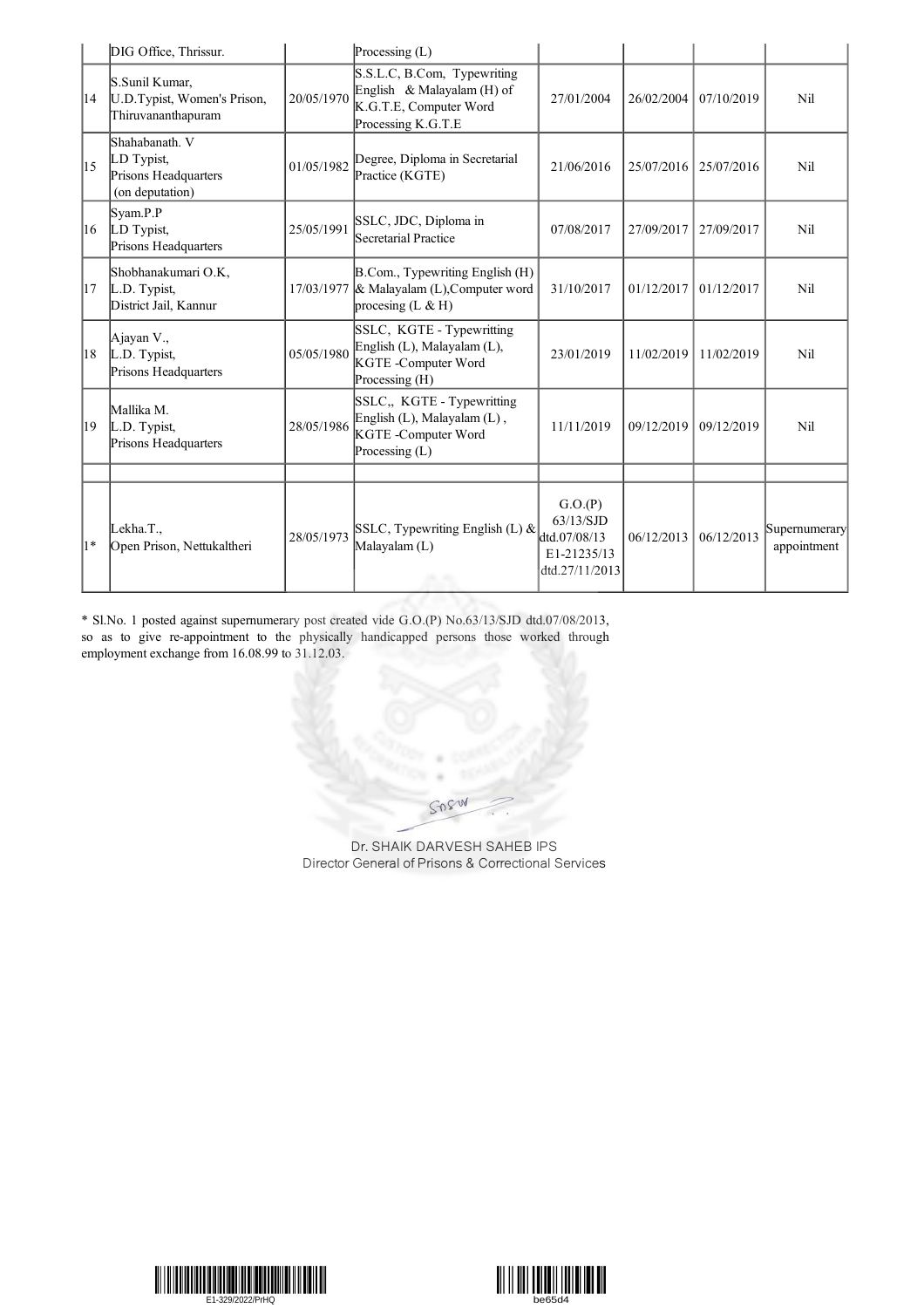| | | | | | | | |
|---|---|---|---|---|---|---|---|
| | DIG Office, Thrissur. | | Processing (L) | | | | |
| 14 | S.Sunil Kumar, U.D.Typist, Women's Prison, Thiruvananthapuram | 20/05/1970 | S.S.L.C, B.Com, Typewriting English & Malayalam (H) of K.G.T.E, Computer Word Processing K.G.T.E | 27/01/2004 | 26/02/2004 | 07/10/2019 | Nil |
| 15 | Shahabanath. V LD Typist, Prisons Headquarters (on deputation) | 01/05/1982 | Degree, Diploma in Secretarial Practice (KGTE) | 21/06/2016 | 25/07/2016 | 25/07/2016 | Nil |
| 16 | Syam.P.P LD Typist, Prisons Headquarters | 25/05/1991 | SSLC, JDC, Diploma in Secretarial Practice | 07/08/2017 | 27/09/2017 | 27/09/2017 | Nil |
| 17 | Shobhanakumari O.K, L.D. Typist, District Jail, Kannur | 17/03/1977 | B.Com., Typewriting English (H) & Malayalam (L),Computer word procesing (L & H) | 31/10/2017 | 01/12/2017 | 01/12/2017 | Nil |
| 18 | Ajayan V., L.D. Typist, Prisons Headquarters | 05/05/1980 | SSLC, KGTE - Typewritting English (L), Malayalam (L), KGTE -Computer Word Processing (H) | 23/01/2019 | 11/02/2019 | 11/02/2019 | Nil |
| 19 | Mallika M. L.D. Typist, Prisons Headquarters | 28/05/1986 | SSLC,, KGTE - Typewritting English (L), Malayalam (L) , KGTE -Computer Word Processing (L) | 11/11/2019 | 09/12/2019 | 09/12/2019 | Nil |
| | | | | | | | |
| 1* | Lekha.T., Open Prison, Nettukaltheri | 28/05/1973 | SSLC, Typewriting English (L) & Malayalam (L) | G.O.(P) 63/13/SJD dtd.07/08/13 E1-21235/13 dtd.27/11/2013 | 06/12/2013 | 06/12/2013 | Supernumerary appointment |

* Sl.No. 1 posted against supernumerary post created vide G.O.(P) No.63/13/SJD dtd.07/08/2013, so as to give re-appointment to the physically handicapped persons those worked through employment exchange from 16.08.99 to 31.12.03.

Dr. SHAIK DARVESH SAHEB IPS
Director General of Prisons & Correctional Services

E1-329/2022/PrHQ

be65d4